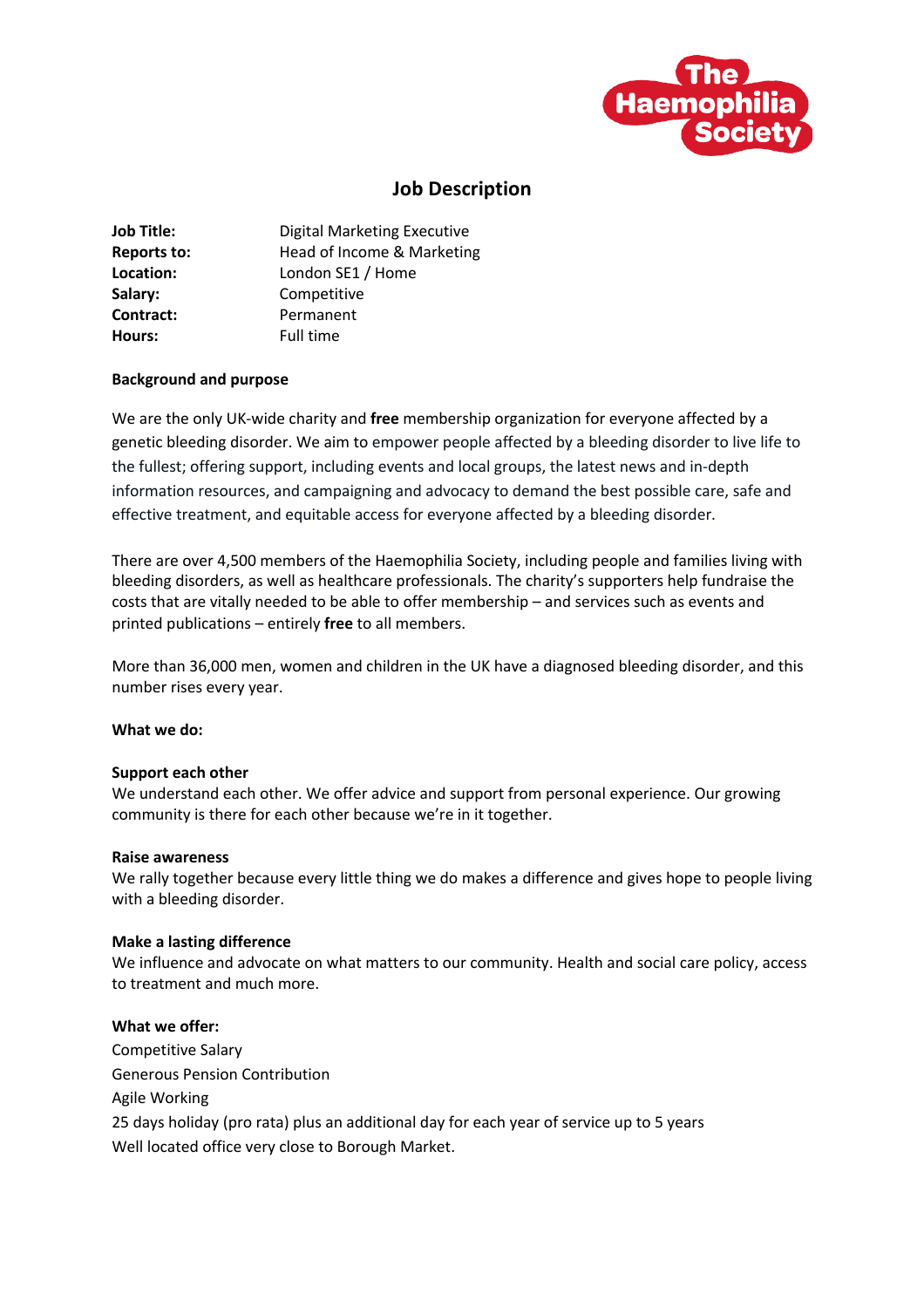# Job Description

| | |
|---|---|
| **Job Title:** | Digital Marketing Executive |
| **Reports to:** | Head of Income & Marketing |
| **Location:** | London SE1 / Home |
| **Salary:** | Competitive |
| **Contract:** | Permanent |
| **Hours:** | Full time |

**Background and purpose**

We are the only UK-wide charity and **free** membership organization for everyone affected by a genetic bleeding disorder. We aim to empower people affected by a bleeding disorder to live life to the fullest; offering support, including events and local groups, the latest news and in-depth information resources, and campaigning and advocacy to demand the best possible care, safe and effective treatment, and equitable access for everyone affected by a bleeding disorder.

There are over 4,500 members of the Haemophilia Society, including people and families living with bleeding disorders, as well as healthcare professionals. The charity's supporters help fundraise the costs that are vitally needed to be able to offer membership – and services such as events and printed publications – entirely **free** to all members.

More than 36,000 men, women and children in the UK have a diagnosed bleeding disorder, and this number rises every year.

**What we do:**

**Support each other**
We understand each other. We offer advice and support from personal experience. Our growing community is there for each other because we're in it together.

**Raise awareness**
We rally together because every little thing we do makes a difference and gives hope to people living with a bleeding disorder.

**Make a lasting difference**
We influence and advocate on what matters to our community. Health and social care policy, access to treatment and much more.

**What we offer:**
Competitive Salary
Generous Pension Contribution
Agile Working
25 days holiday (pro rata) plus an additional day for each year of service up to 5 years
Well located office very close to Borough Market.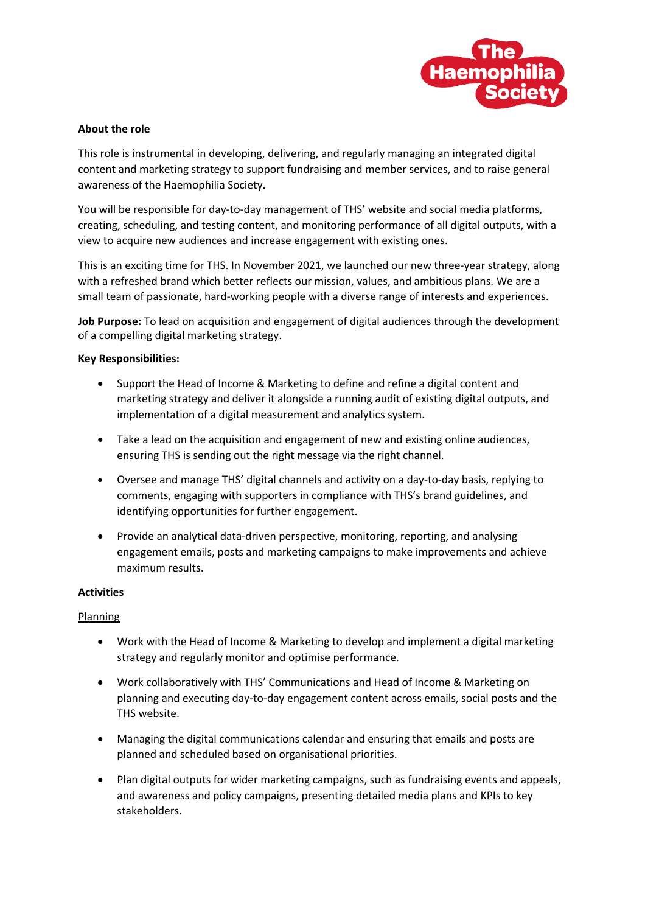**About the role**

This role is instrumental in developing, delivering, and regularly managing an integrated digital content and marketing strategy to support fundraising and member services, and to raise general awareness of the Haemophilia Society.

You will be responsible for day-to-day management of THS' website and social media platforms, creating, scheduling, and testing content, and monitoring performance of all digital outputs, with a view to acquire new audiences and increase engagement with existing ones.

This is an exciting time for THS. In November 2021, we launched our new three-year strategy, along with a refreshed brand which better reflects our mission, values, and ambitious plans. We are a small team of passionate, hard-working people with a diverse range of interests and experiences.

**Job Purpose:** To lead on acquisition and engagement of digital audiences through the development of a compelling digital marketing strategy.

**Key Responsibilities:**

- Support the Head of Income & Marketing to define and refine a digital content and marketing strategy and deliver it alongside a running audit of existing digital outputs, and implementation of a digital measurement and analytics system.
- Take a lead on the acquisition and engagement of new and existing online audiences, ensuring THS is sending out the right message via the right channel.
- Oversee and manage THS' digital channels and activity on a day-to-day basis, replying to comments, engaging with supporters in compliance with THS's brand guidelines, and identifying opportunities for further engagement.
- Provide an analytical data-driven perspective, monitoring, reporting, and analysing engagement emails, posts and marketing campaigns to make improvements and achieve maximum results.

**Activities**

Planning

- Work with the Head of Income & Marketing to develop and implement a digital marketing strategy and regularly monitor and optimise performance.
- Work collaboratively with THS' Communications and Head of Income & Marketing on planning and executing day-to-day engagement content across emails, social posts and the THS website.
- Managing the digital communications calendar and ensuring that emails and posts are planned and scheduled based on organisational priorities.
- Plan digital outputs for wider marketing campaigns, such as fundraising events and appeals, and awareness and policy campaigns, presenting detailed media plans and KPIs to key stakeholders.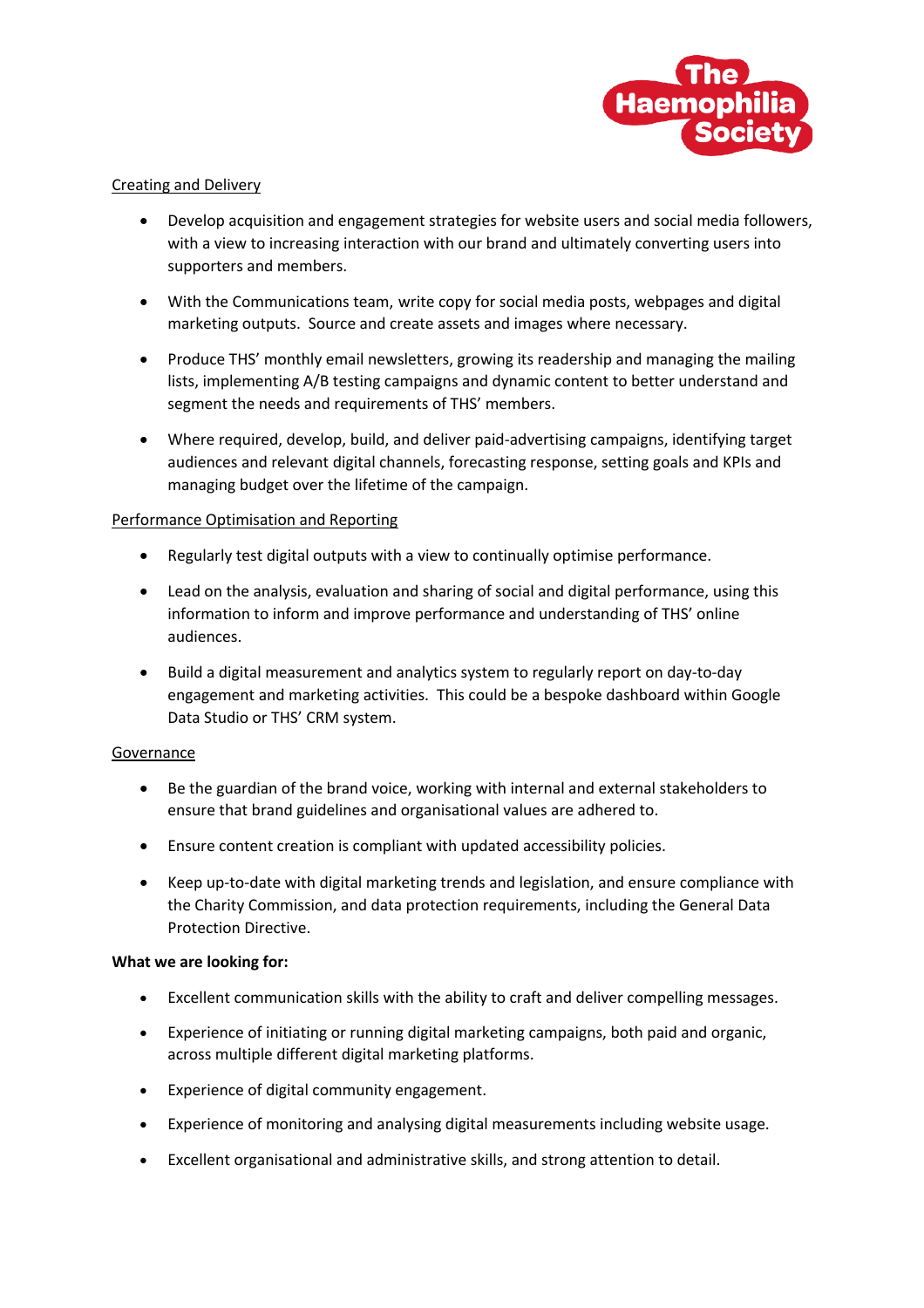Creating and Delivery

- Develop acquisition and engagement strategies for website users and social media followers, with a view to increasing interaction with our brand and ultimately converting users into supporters and members.
- With the Communications team, write copy for social media posts, webpages and digital marketing outputs. Source and create assets and images where necessary.
- Produce THS' monthly email newsletters, growing its readership and managing the mailing lists, implementing A/B testing campaigns and dynamic content to better understand and segment the needs and requirements of THS' members.
- Where required, develop, build, and deliver paid-advertising campaigns, identifying target audiences and relevant digital channels, forecasting response, setting goals and KPIs and managing budget over the lifetime of the campaign.

Performance Optimisation and Reporting

- Regularly test digital outputs with a view to continually optimise performance.
- Lead on the analysis, evaluation and sharing of social and digital performance, using this information to inform and improve performance and understanding of THS' online audiences.
- Build a digital measurement and analytics system to regularly report on day-to-day engagement and marketing activities. This could be a bespoke dashboard within Google Data Studio or THS' CRM system.

Governance

- Be the guardian of the brand voice, working with internal and external stakeholders to ensure that brand guidelines and organisational values are adhered to.
- Ensure content creation is compliant with updated accessibility policies.
- Keep up-to-date with digital marketing trends and legislation, and ensure compliance with the Charity Commission, and data protection requirements, including the General Data Protection Directive.

**What we are looking for:**

- Excellent communication skills with the ability to craft and deliver compelling messages.
- Experience of initiating or running digital marketing campaigns, both paid and organic, across multiple different digital marketing platforms.
- Experience of digital community engagement.
- Experience of monitoring and analysing digital measurements including website usage.
- Excellent organisational and administrative skills, and strong attention to detail.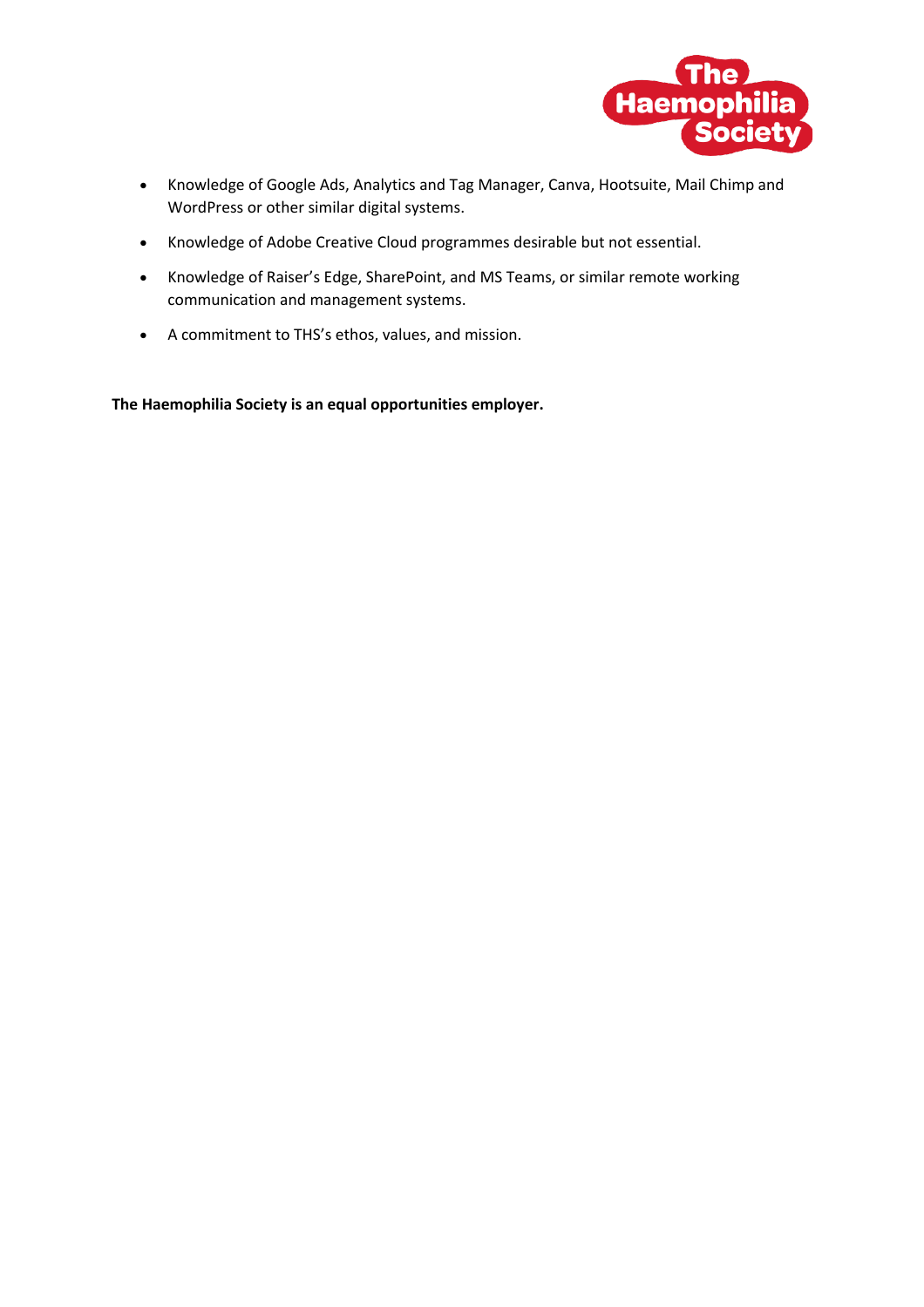- Knowledge of Google Ads, Analytics and Tag Manager, Canva, Hootsuite, Mail Chimp and WordPress or other similar digital systems.
- Knowledge of Adobe Creative Cloud programmes desirable but not essential.
- Knowledge of Raiser's Edge, SharePoint, and MS Teams, or similar remote working communication and management systems.
- A commitment to THS's ethos, values, and mission.

**The Haemophilia Society is an equal opportunities employer.**